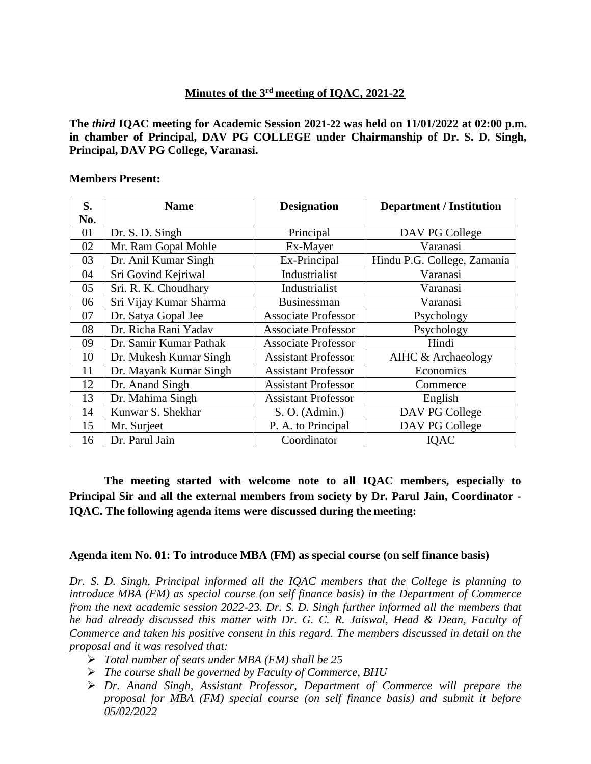## Minutes of the 3rd meeting of IQAC, 2021-22

**The *third* IQAC meeting for Academic Session 2021-22 was held on 11/01/2022 at 02:00 p.m. in chamber of Principal, DAV PG COLLEGE under Chairmanship of Dr. S. D. Singh, Principal, DAV PG College, Varanasi.**

**Members Present:**

| S. No. | Name | Designation | Department / Institution |
|---|---|---|---|
| 01 | Dr. S. D. Singh | Principal | DAV PG College |
| 02 | Mr. Ram Gopal Mohle | Ex-Mayer | Varanasi |
| 03 | Dr. Anil Kumar Singh | Ex-Principal | Hindu P.G. College, Zamania |
| 04 | Sri Govind Kejriwal | Industrialist | Varanasi |
| 05 | Sri. R. K. Choudhary | Industrialist | Varanasi |
| 06 | Sri Vijay Kumar Sharma | Businessman | Varanasi |
| 07 | Dr. Satya Gopal Jee | Associate Professor | Psychology |
| 08 | Dr. Richa Rani Yadav | Associate Professor | Psychology |
| 09 | Dr. Samir Kumar Pathak | Associate Professor | Hindi |
| 10 | Dr. Mukesh Kumar Singh | Assistant Professor | AIHC & Archaeology |
| 11 | Dr. Mayank Kumar Singh | Assistant Professor | Economics |
| 12 | Dr. Anand Singh | Assistant Professor | Commerce |
| 13 | Dr. Mahima Singh | Assistant Professor | English |
| 14 | Kunwar S. Shekhar | S. O. (Admin.) | DAV PG College |
| 15 | Mr. Surjeet | P. A. to Principal | DAV PG College |
| 16 | Dr. Parul Jain | Coordinator | IQAC |

**The meeting started with welcome note to all IQAC members, especially to Principal Sir and all the external members from society by Dr. Parul Jain, Coordinator - IQAC. The following agenda items were discussed during the meeting:**

**Agenda item No. 01: To introduce MBA (FM) as special course (on self finance basis)**

*Dr. S. D. Singh, Principal informed all the IQAC members that the College is planning to introduce MBA (FM) as special course (on self finance basis) in the Department of Commerce from the next academic session 2022-23. Dr. S. D. Singh further informed all the members that he had already discussed this matter with Dr. G. C. R. Jaiswal, Head & Dean, Faculty of Commerce and taken his positive consent in this regard. The members discussed in detail on the proposal and it was resolved that:*

- *Total number of seats under MBA (FM) shall be 25*
- *The course shall be governed by Faculty of Commerce, BHU*
- *Dr. Anand Singh, Assistant Professor, Department of Commerce will prepare the proposal for MBA (FM) special course (on self finance basis) and submit it before 05/02/2022*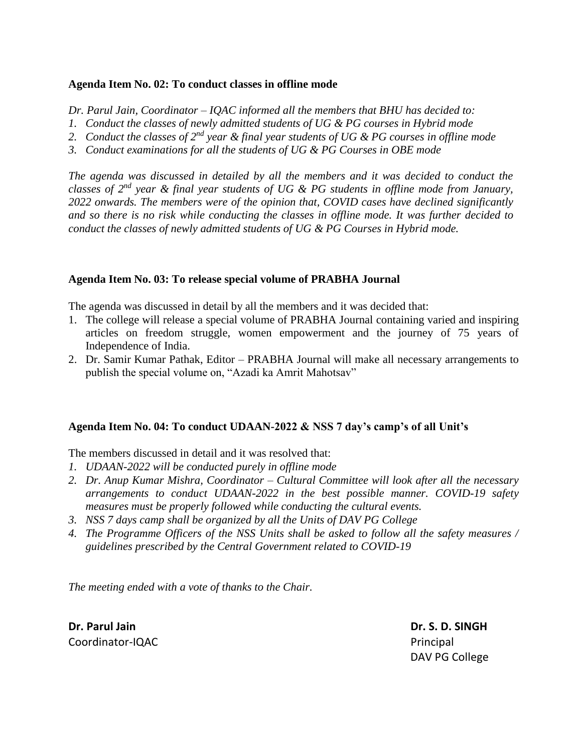**Agenda Item No. 02: To conduct classes in offline mode**

*Dr. Parul Jain, Coordinator – IQAC informed all the members that BHU has decided to:*

1. *Conduct the classes of newly admitted students of UG & PG courses in Hybrid mode*
2. *Conduct the classes of 2nd year & final year students of UG & PG courses in offline mode*
3. *Conduct examinations for all the students of UG & PG Courses in OBE mode*

*The agenda was discussed in detailed by all the members and it was decided to conduct the classes of 2nd year & final year students of UG & PG students in offline mode from January, 2022 onwards. The members were of the opinion that, COVID cases have declined significantly and so there is no risk while conducting the classes in offline mode. It was further decided to conduct the classes of newly admitted students of UG & PG Courses in Hybrid mode.*

**Agenda Item No. 03: To release special volume of PRABHA Journal**

The agenda was discussed in detail by all the members and it was decided that:

1. The college will release a special volume of PRABHA Journal containing varied and inspiring articles on freedom struggle, women empowerment and the journey of 75 years of Independence of India.
2. Dr. Samir Kumar Pathak, Editor – PRABHA Journal will make all necessary arrangements to publish the special volume on, "Azadi ka Amrit Mahotsav"

**Agenda Item No. 04: To conduct UDAAN-2022 & NSS 7 day's camp's of all Unit's**

The members discussed in detail and it was resolved that:

1. *UDAAN-2022 will be conducted purely in offline mode*
2. *Dr. Anup Kumar Mishra, Coordinator – Cultural Committee will look after all the necessary arrangements to conduct UDAAN-2022 in the best possible manner. COVID-19 safety measures must be properly followed while conducting the cultural events.*
3. *NSS 7 days camp shall be organized by all the Units of DAV PG College*
4. *The Programme Officers of the NSS Units shall be asked to follow all the safety measures / guidelines prescribed by the Central Government related to COVID-19*

*The meeting ended with a vote of thanks to the Chair.*

**Dr. Parul Jain**
Coordinator-IQAC

**Dr. S. D. SINGH**
Principal
DAV PG College